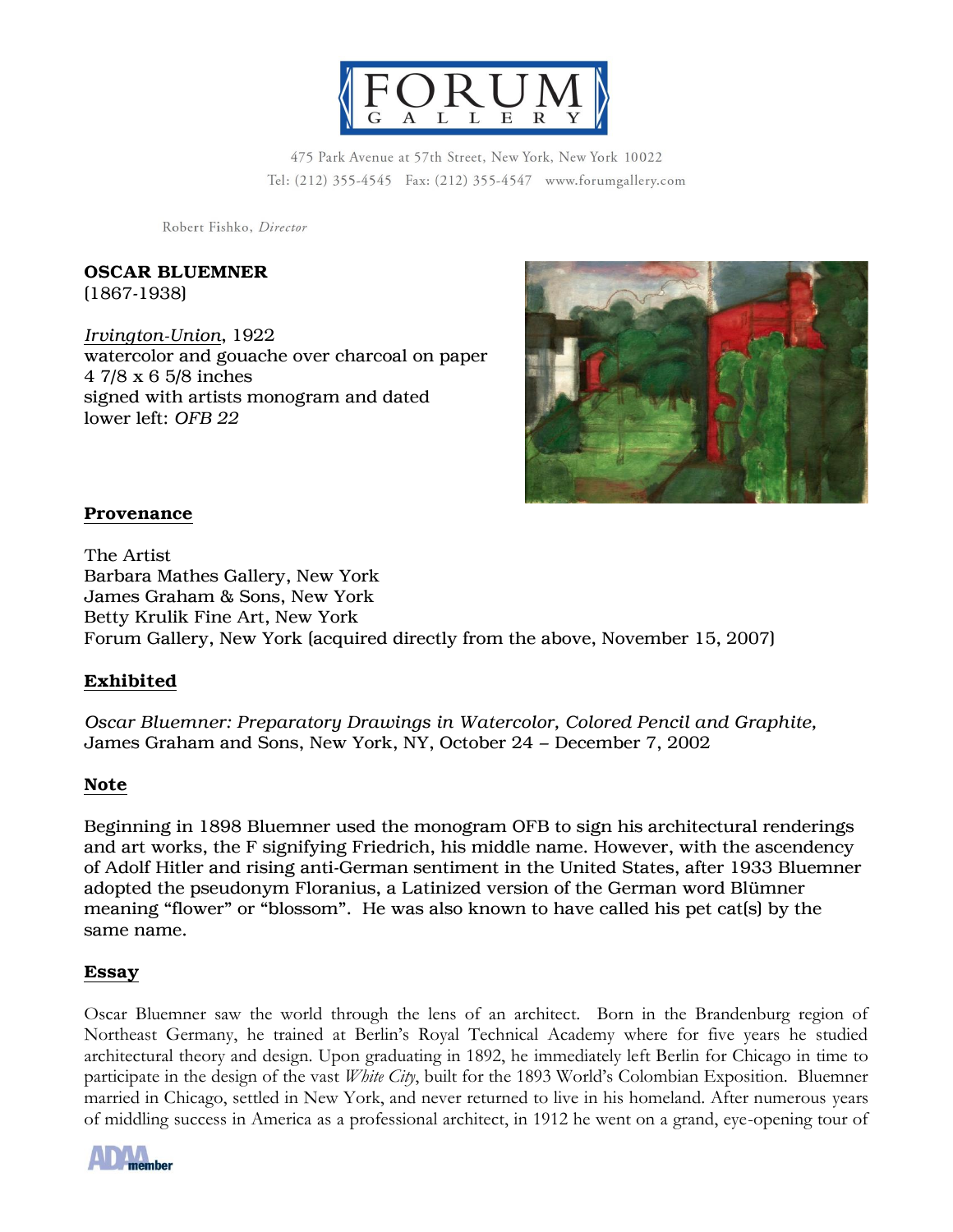# FORUM GALLERY

475 Park Avenue at 57th Street, New York, New York 10022
Tel: (212) 355-4545 Fax: (212) 355-4547 www.forumgallery.com

Robert Fishko, *Director*

**OSCAR BLUEMNER**
(1867-1938)

*Irvington-Union*, 1922
watercolor and gouache over charcoal on paper
4 7/8 x 6 5/8 inches
signed with artists monogram and dated
lower left: *OFB 22*

## Provenance

The Artist
Barbara Mathes Gallery, New York
James Graham & Sons, New York
Betty Krulik Fine Art, New York
Forum Gallery, New York (acquired directly from the above, November 15, 2007)

## Exhibited

*Oscar Bluemner: Preparatory Drawings in Watercolor, Colored Pencil and Graphite,* James Graham and Sons, New York, NY, October 24 – December 7, 2002

## Note

Beginning in 1898 Bluemner used the monogram OFB to sign his architectural renderings and art works, the F signifying Friedrich, his middle name. However, with the ascendency of Adolf Hitler and rising anti-German sentiment in the United States, after 1933 Bluemner adopted the pseudonym Floranius, a Latinized version of the German word Blümner meaning "flower" or "blossom". He was also known to have called his pet cat(s) by the same name.

## Essay

Oscar Bluemner saw the world through the lens of an architect. Born in the Brandenburg region of Northeast Germany, he trained at Berlin's Royal Technical Academy where for five years he studied architectural theory and design. Upon graduating in 1892, he immediately left Berlin for Chicago in time to participate in the design of the vast *White City*, built for the 1893 World's Colombian Exposition. Bluemner married in Chicago, settled in New York, and never returned to live in his homeland. After numerous years of middling success in America as a professional architect, in 1912 he went on a grand, eye-opening tour of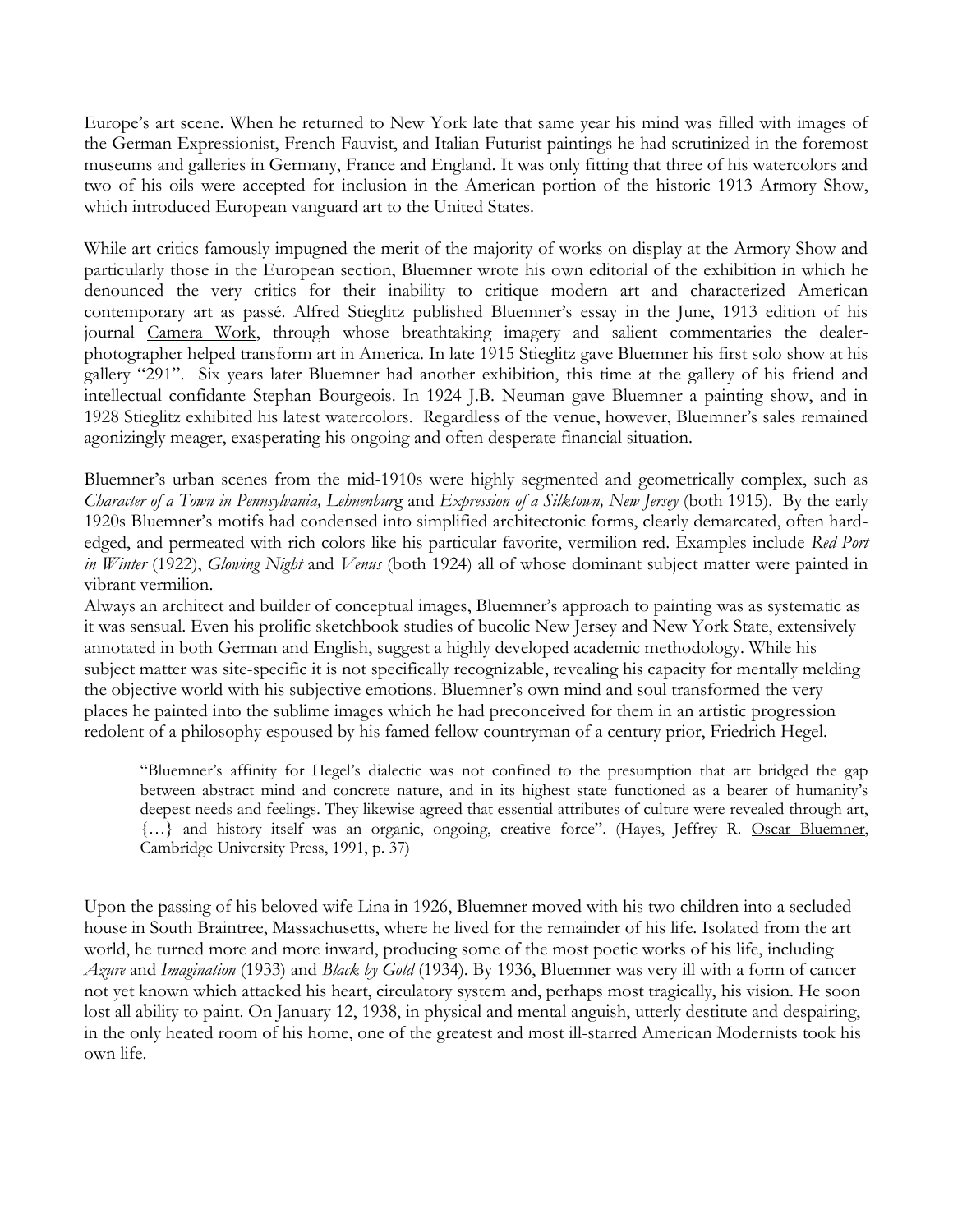Europe's art scene. When he returned to New York late that same year his mind was filled with images of the German Expressionist, French Fauvist, and Italian Futurist paintings he had scrutinized in the foremost museums and galleries in Germany, France and England. It was only fitting that three of his watercolors and two of his oils were accepted for inclusion in the American portion of the historic 1913 Armory Show, which introduced European vanguard art to the United States.

While art critics famously impugned the merit of the majority of works on display at the Armory Show and particularly those in the European section, Bluemner wrote his own editorial of the exhibition in which he denounced the very critics for their inability to critique modern art and characterized American contemporary art as passé. Alfred Stieglitz published Bluemner's essay in the June, 1913 edition of his journal Camera Work, through whose breathtaking imagery and salient commentaries the dealer-photographer helped transform art in America. In late 1915 Stieglitz gave Bluemner his first solo show at his gallery "291". Six years later Bluemner had another exhibition, this time at the gallery of his friend and intellectual confidante Stephan Bourgeois. In 1924 J.B. Neuman gave Bluemner a painting show, and in 1928 Stieglitz exhibited his latest watercolors. Regardless of the venue, however, Bluemner's sales remained agonizingly meager, exasperating his ongoing and often desperate financial situation.

Bluemner's urban scenes from the mid-1910s were highly segmented and geometrically complex, such as *Character of a Town in Pennsylvania, Lehnenburg* and *Expression of a Silktown, New Jersey* (both 1915). By the early 1920s Bluemner's motifs had condensed into simplified architectonic forms, clearly demarcated, often hard-edged, and permeated with rich colors like his particular favorite, vermilion red. Examples include *Red Port in Winter* (1922), *Glowing Night* and *Venus* (both 1924) all of whose dominant subject matter were painted in vibrant vermilion.

Always an architect and builder of conceptual images, Bluemner's approach to painting was as systematic as it was sensual. Even his prolific sketchbook studies of bucolic New Jersey and New York State, extensively annotated in both German and English, suggest a highly developed academic methodology. While his subject matter was site-specific it is not specifically recognizable, revealing his capacity for mentally melding the objective world with his subjective emotions. Bluemner's own mind and soul transformed the very places he painted into the sublime images which he had preconceived for them in an artistic progression redolent of a philosophy espoused by his famed fellow countryman of a century prior, Friedrich Hegel.

> "Bluemner's affinity for Hegel's dialectic was not confined to the presumption that art bridged the gap between abstract mind and concrete nature, and in its highest state functioned as a bearer of humanity's deepest needs and feelings. They likewise agreed that essential attributes of culture were revealed through art, {…} and history itself was an organic, ongoing, creative force". (Hayes, Jeffrey R. Oscar Bluemner, Cambridge University Press, 1991, p. 37)

Upon the passing of his beloved wife Lina in 1926, Bluemner moved with his two children into a secluded house in South Braintree, Massachusetts, where he lived for the remainder of his life. Isolated from the art world, he turned more and more inward, producing some of the most poetic works of his life, including *Azure* and *Imagination* (1933) and *Black by Gold* (1934). By 1936, Bluemner was very ill with a form of cancer not yet known which attacked his heart, circulatory system and, perhaps most tragically, his vision. He soon lost all ability to paint. On January 12, 1938, in physical and mental anguish, utterly destitute and despairing, in the only heated room of his home, one of the greatest and most ill-starred American Modernists took his own life.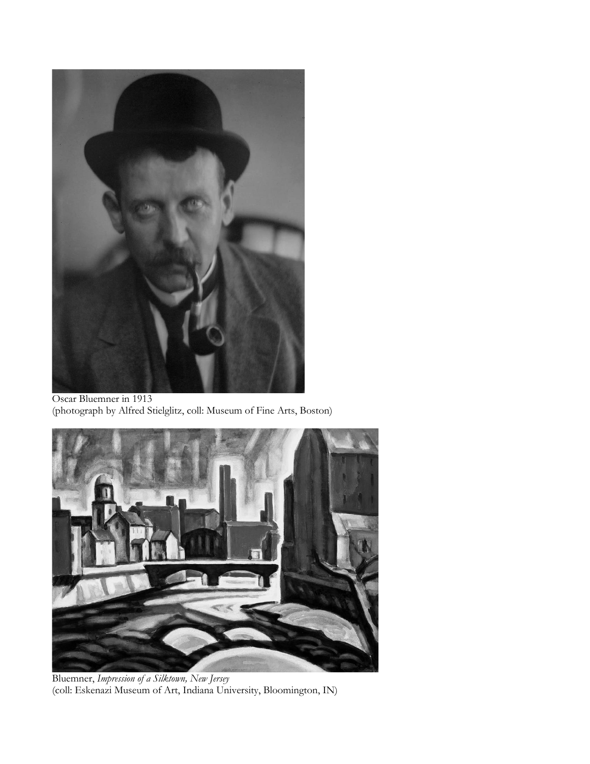Oscar Bluemner in 1913
(photograph by Alfred Stielglitz, coll: Museum of Fine Arts, Boston)

Bluemner, *Impression of a Silktown, New Jersey*
(coll: Eskenazi Museum of Art, Indiana University, Bloomington, IN)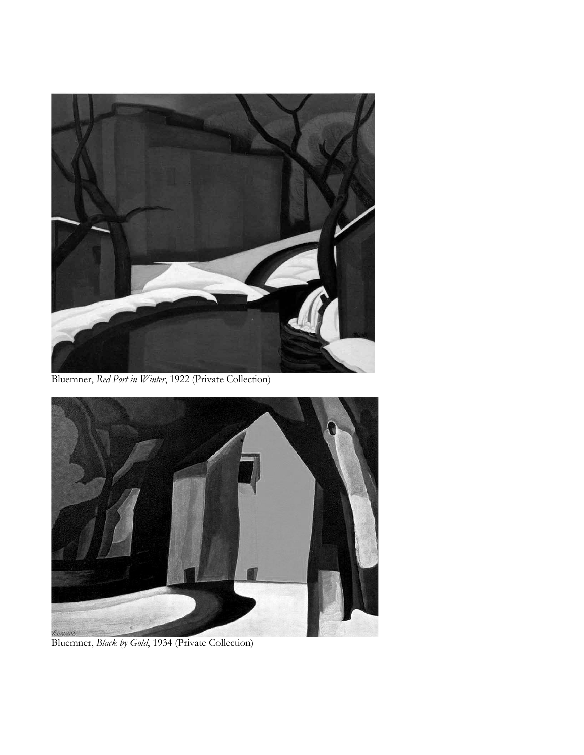Bluemner, *Red Port in Winter*, 1922 (Private Collection)

Bluemner, *Black by Gold*, 1934 (Private Collection)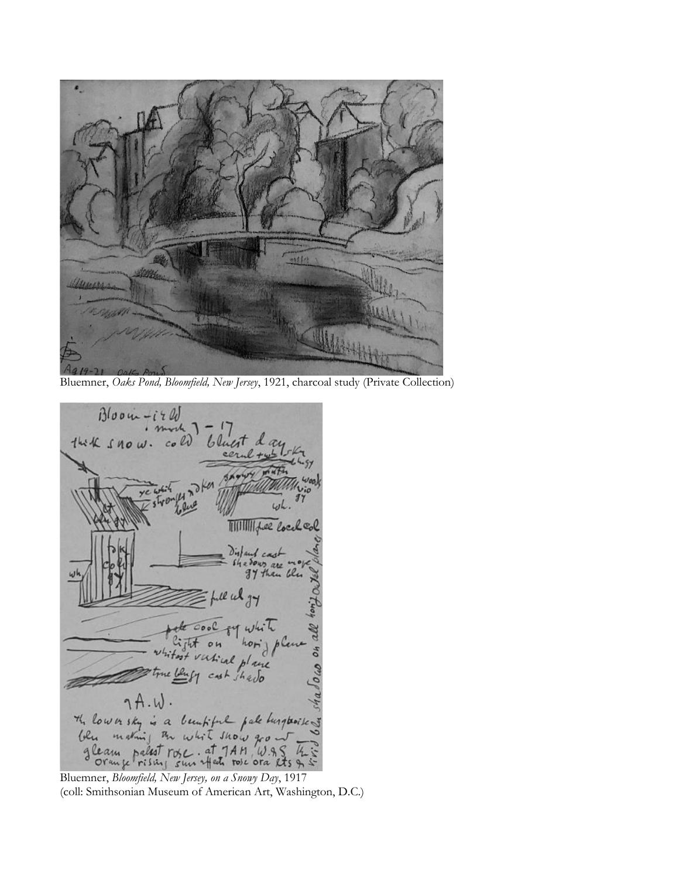Bluemner, *Oaks Pond, Bloomfield, New Jersey*, 1921, charcoal study (Private Collection)

Bluemner, *Bloomfield, New Jersey, on a Snowy Day*, 1917
(coll: Smithsonian Museum of American Art, Washington, D.C.)